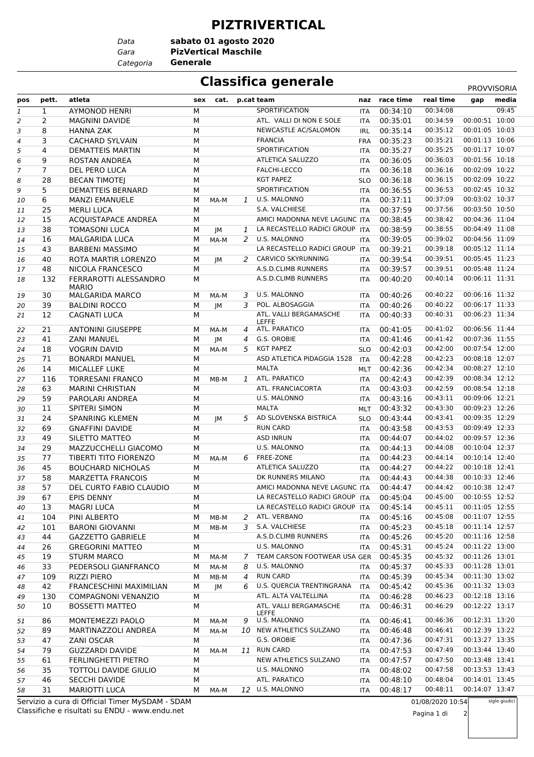# PIZTRIVERTICAL

*Data* **sabato 01 agosto 2020**
*Gara* **PizVertical Maschile**
*Categoria* **Generale**

## Classifica generale

PROVVISORIA

| pos | pett. | atleta | sex | cat. | p.cat | team | naz | race time | real time | gap | media |
|---|---|---|---|---|---|---|---|---|---|---|---|
| 1 | 1 | AYMONOD HENRI | M | | | SPORTIFICATION | ITA | 00:34:10 | 00:34:08 | | 09:45 |
| 2 | 2 | MAGNINI DAVIDE | M | | | ATL. VALLI DI NON E SOLE | ITA | 00:35:01 | 00:34:59 | 00:00:51 | 10:00 |
| 3 | 8 | HANNA ZAK | M | | | NEWCASTLE AC/SALOMON | IRL | 00:35:14 | 00:35:12 | 00:01:05 | 10:03 |
| 4 | 3 | CACHARD SYLVAIN | M | | | FRANCIA | FRA | 00:35:23 | 00:35:21 | 00:01:13 | 10:06 |
| 5 | 4 | DEMATTEIS MARTIN | M | | | SPORTIFICATION | ITA | 00:35:27 | 00:35:25 | 00:01:17 | 10:07 |
| 6 | 9 | ROSTAN ANDREA | M | | | ATLETICA SALUZZO | ITA | 00:36:05 | 00:36:03 | 00:01:56 | 10:18 |
| 7 | 7 | DEL PERO LUCA | M | | | FALCHI-LECCO | ITA | 00:36:18 | 00:36:16 | 00:02:09 | 10:22 |
| 8 | 28 | BECAN TIMOTEJ | M | | | KGT PAPEZ | SLO | 00:36:18 | 00:36:15 | 00:02:09 | 10:22 |
| 9 | 5 | DEMATTEIS BERNARD | M | | | SPORTIFICATION | ITA | 00:36:55 | 00:36:53 | 00:02:45 | 10:32 |
| 10 | 6 | MANZI EMANUELE | M | MA-M | 1 | U.S. MALONNO | ITA | 00:37:11 | 00:37:09 | 00:03:02 | 10:37 |
| 11 | 25 | MERLI LUCA | M | | | S.A. VALCHIESE | ITA | 00:37:59 | 00:37:56 | 00:03:50 | 10:50 |
| 12 | 15 | ACQUISTAPACE ANDREA | M | | | AMICI MADONNA NEVE LAGUNC | ITA | 00:38:45 | 00:38:42 | 00:04:36 | 11:04 |
| 13 | 38 | TOMASONI LUCA | M | JM | 1 | LA RECASTELLO RADICI GROUP | ITA | 00:38:59 | 00:38:55 | 00:04:49 | 11:08 |
| 14 | 16 | MALGARIDA LUCA | M | MA-M | 2 | U.S. MALONNO | ITA | 00:39:05 | 00:39:02 | 00:04:56 | 11:09 |
| 15 | 43 | BARBENI MASSIMO | M | | | LA RECASTELLO RADICI GROUP | ITA | 00:39:21 | 00:39:18 | 00:05:12 | 11:14 |
| 16 | 40 | ROTA MARTIR LORENZO | M | JM | 2 | CARVICO SKYRUNNING | ITA | 00:39:54 | 00:39:51 | 00:05:45 | 11:23 |
| 17 | 48 | NICOLA FRANCESCO | M | | | A.S.D.CLIMB RUNNERS | ITA | 00:39:57 | 00:39:51 | 00:05:48 | 11:24 |
| 18 | 132 | FERRAROTTI ALESSANDRO MARIO | M | | | A.S.D.CLIMB RUNNERS | ITA | 00:40:20 | 00:40:14 | 00:06:11 | 11:31 |
| 19 | 30 | MALGARIDA MARCO | M | MA-M | 3 | U.S. MALONNO | ITA | 00:40:26 | 00:40:22 | 00:06:16 | 11:32 |
| 20 | 39 | BALDINI ROCCO | M | JM | 3 | POL. ALBOSAGGIA | ITA | 00:40:26 | 00:40:22 | 00:06:17 | 11:33 |
| 21 | 12 | CAGNATI LUCA | M | | | ATL. VALLI BERGAMASCHE LEFFE | ITA | 00:40:33 | 00:40:31 | 00:06:23 | 11:34 |
| 22 | 21 | ANTONINI GIUSEPPE | M | MA-M | 4 | ATL. PARATICO | ITA | 00:41:05 | 00:41:02 | 00:06:56 | 11:44 |
| 23 | 41 | ZANI MANUEL | M | JM | 4 | G.S. OROBIE | ITA | 00:41:46 | 00:41:42 | 00:07:36 | 11:55 |
| 24 | 18 | VOGRIN DAVID | M | MA-M | 5 | KGT PAPEZ | SLO | 00:42:03 | 00:42:00 | 00:07:54 | 12:00 |
| 25 | 71 | BONARDI MANUEL | M | | | ASD ATLETICA PIDAGGIA 1528 | ITA | 00:42:28 | 00:42:23 | 00:08:18 | 12:07 |
| 26 | 14 | MICALLEF LUKE | M | | | MALTA | MLT | 00:42:36 | 00:42:34 | 00:08:27 | 12:10 |
| 27 | 116 | TORRESANI FRANCO | M | MB-M | 1 | ATL. PARATICO | ITA | 00:42:43 | 00:42:39 | 00:08:34 | 12:12 |
| 28 | 63 | MARINI CHRISTIAN | M | | | ATL. FRANCIACORTA | ITA | 00:43:03 | 00:42:59 | 00:08:54 | 12:18 |
| 29 | 59 | PAROLARI ANDREA | M | | | U.S. MALONNO | ITA | 00:43:16 | 00:43:11 | 00:09:06 | 12:21 |
| 30 | 11 | SPITERI SIMON | M | | | MALTA | MLT | 00:43:32 | 00:43:30 | 00:09:23 | 12:26 |
| 31 | 24 | SPANRING KLEMEN | M | JM | 5 | AD SLOVENSKA BISTRICA | SLO | 00:43:44 | 00:43:41 | 00:09:35 | 12:29 |
| 32 | 69 | GNAFFINI DAVIDE | M | | | RUN CARD | ITA | 00:43:58 | 00:43:53 | 00:09:49 | 12:33 |
| 33 | 49 | SILETTO MATTEO | M | | | ASD INRUN | ITA | 00:44:07 | 00:44:02 | 00:09:57 | 12:36 |
| 34 | 29 | MAZZUCCHELLI GIACOMO | M | | | U.S. MALONNO | ITA | 00:44:13 | 00:44:08 | 00:10:04 | 12:37 |
| 35 | 77 | TIBERTI TITO FIORENZO | M | MA-M | 6 | FREE-ZONE | ITA | 00:44:23 | 00:44:14 | 00:10:14 | 12:40 |
| 36 | 45 | BOUCHARD NICHOLAS | M | | | ATLETICA SALUZZO | ITA | 00:44:27 | 00:44:22 | 00:10:18 | 12:41 |
| 37 | 58 | MARZETTA FRANCOIS | M | | | DK RUNNERS MILANO | ITA | 00:44:43 | 00:44:38 | 00:10:33 | 12:46 |
| 38 | 57 | DEL CURTO FABIO CLAUDIO | M | | | AMICI MADONNA NEVE LAGUNC | ITA | 00:44:47 | 00:44:42 | 00:10:38 | 12:47 |
| 39 | 67 | EPIS DENNY | M | | | LA RECASTELLO RADICI GROUP | ITA | 00:45:04 | 00:45:00 | 00:10:55 | 12:52 |
| 40 | 13 | MAGRI LUCA | M | | | LA RECASTELLO RADICI GROUP | ITA | 00:45:14 | 00:45:11 | 00:11:05 | 12:55 |
| 41 | 104 | PINI ALBERTO | M | MB-M | 2 | ATL. VERBANO | ITA | 00:45:16 | 00:45:08 | 00:11:07 | 12:55 |
| 42 | 101 | BARONI GIOVANNI | M | MB-M | 3 | S.A. VALCHIESE | ITA | 00:45:23 | 00:45:18 | 00:11:14 | 12:57 |
| 43 | 44 | GAZZETTO GABRIELE | M | | | A.S.D.CLIMB RUNNERS | ITA | 00:45:26 | 00:45:20 | 00:11:16 | 12:58 |
| 44 | 26 | GREGORINI MATTEO | M | | | U.S. MALONNO | ITA | 00:45:31 | 00:45:24 | 00:11:22 | 13:00 |
| 45 | 19 | STURM MARCO | M | MA-M | 7 | TEAM CARSON FOOTWEAR USA | GER | 00:45:35 | 00:45:32 | 00:11:26 | 13:01 |
| 46 | 33 | PEDERSOLI GIANFRANCO | M | MA-M | 8 | U.S. MALONNO | ITA | 00:45:37 | 00:45:33 | 00:11:28 | 13:01 |
| 47 | 109 | RIZZI PIERO | M | MB-M | 4 | RUN CARD | ITA | 00:45:39 | 00:45:34 | 00:11:30 | 13:02 |
| 48 | 42 | FRANCESCHINI MAXIMILIAN | M | JM | 6 | U.S. QUERCIA TRENTINGRANA | ITA | 00:45:42 | 00:45:36 | 00:11:32 | 13:03 |
| 49 | 130 | COMPAGNONI VENANZIO | M | | | ATL. ALTA VALTELLINA | ITA | 00:46:28 | 00:46:23 | 00:12:18 | 13:16 |
| 50 | 10 | BOSSETTI MATTEO | M | | | ATL. VALLI BERGAMASCHE LEFFE | ITA | 00:46:31 | 00:46:29 | 00:12:22 | 13:17 |
| 51 | 86 | MONTEMEZZI PAOLO | M | MA-M | 9 | U.S. MALONNO | ITA | 00:46:41 | 00:46:36 | 00:12:31 | 13:20 |
| 52 | 89 | MARTINAZZOLI ANDREA | M | MA-M | 10 | NEW ATHLETICS SULZANO | ITA | 00:46:48 | 00:46:41 | 00:12:39 | 13:22 |
| 53 | 47 | ZANI OSCAR | M | | | G.S. OROBIE | ITA | 00:47:36 | 00:47:31 | 00:13:27 | 13:35 |
| 54 | 79 | GUZZARDI DAVIDE | M | MA-M | 11 | RUN CARD | ITA | 00:47:53 | 00:47:49 | 00:13:44 | 13:40 |
| 55 | 61 | FERLINGHETTI PIETRO | M | | | NEW ATHLETICS SULZANO | ITA | 00:47:57 | 00:47:50 | 00:13:48 | 13:41 |
| 56 | 35 | TOTTOLI DAVIDE GIULIO | M | | | U.S. MALONNO | ITA | 00:48:02 | 00:47:58 | 00:13:53 | 13:43 |
| 57 | 46 | SECCHI DAVIDE | M | | | ATL. PARATICO | ITA | 00:48:10 | 00:48:04 | 00:14:01 | 13:45 |
| 58 | 31 | MARIOTTI LUCA | M | MA-M | 12 | U.S. MALONNO | ITA | 00:48:17 | 00:48:11 | 00:14:07 | 13:47 |

Servizio a cura di Official Timer MySDAM - SDAM
Classifiche e risultati su ENDU - www.endu.net

01/08/2020 10:54

sigle giudici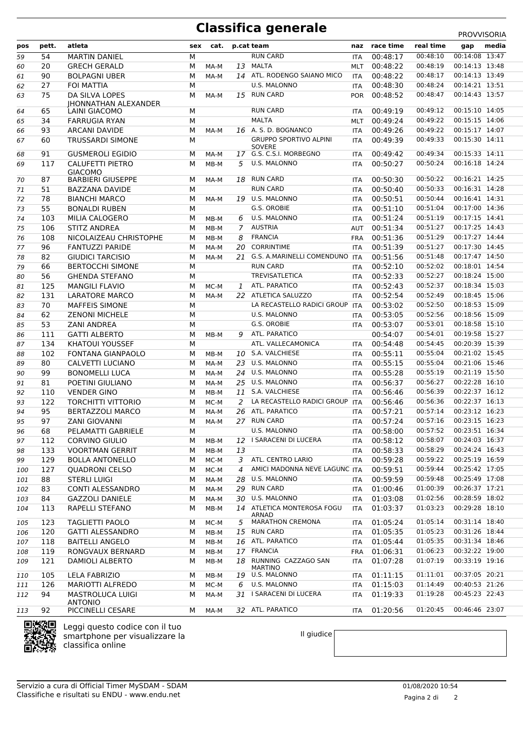# Classifica generale

PROVVISORIA

| pos | pett. | atleta | sex | cat. | p.cat | team | naz | race time | real time | gap | media |
|---|---|---|---|---|---|---|---|---|---|---|---|
| 59 | 54 | MARTIN DANIEL | M | | | RUN CARD | ITA | 00:48:17 | 00:48:10 | 00:14:08 | 13:47 |
| 60 | 20 | GRECH GERALD | M | MA-M | 13 | MALTA | MLT | 00:48:22 | 00:48:19 | 00:14:13 | 13:48 |
| 61 | 90 | BOLPAGNI UBER | M | MA-M | 14 | ATL. RODENGO SAIANO MICO | ITA | 00:48:22 | 00:48:17 | 00:14:13 | 13:49 |
| 62 | 27 | FOI MATTIA | M | | | U.S. MALONNO | ITA | 00:48:30 | 00:48:24 | 00:14:21 | 13:51 |
| 63 | 75 | DA SILVA LOPES JHONNATHAN ALEXANDER | M | MA-M | 15 | RUN CARD | POR | 00:48:52 | 00:48:47 | 00:14:43 | 13:57 |
| 64 | 65 | LAINI GIACOMO | M | | | RUN CARD | ITA | 00:49:19 | 00:49:12 | 00:15:10 | 14:05 |
| 65 | 34 | FARRUGIA RYAN | M | | | MALTA | MLT | 00:49:24 | 00:49:22 | 00:15:15 | 14:06 |
| 66 | 93 | ARCANI DAVIDE | M | MA-M | 16 | A. S. D. BOGNANCO | ITA | 00:49:26 | 00:49:22 | 00:15:17 | 14:07 |
| 67 | 60 | TRUSSARDI SIMONE | M | | | GRUPPO SPORTIVO ALPINI SOVERE | ITA | 00:49:39 | 00:49:33 | 00:15:30 | 14:11 |
| 68 | 91 | GUSMEROLI EGIDIO | M | MA-M | 17 | G.S. C.S.I. MORBEGNO | ITA | 00:49:42 | 00:49:34 | 00:15:33 | 14:11 |
| 69 | 117 | CALUFETTI PIETRO GIACOMO | M | MB-M | 5 | U.S. MALONNO | ITA | 00:50:27 | 00:50:24 | 00:16:18 | 14:24 |
| 70 | 87 | BARBIERI GIUSEPPE | M | MA-M | 18 | RUN CARD | ITA | 00:50:30 | 00:50:22 | 00:16:21 | 14:25 |
| 71 | 51 | BAZZANA DAVIDE | M | | | RUN CARD | ITA | 00:50:40 | 00:50:33 | 00:16:31 | 14:28 |
| 72 | 78 | BIANCHI MARCO | M | MA-M | 19 | U.S. MALONNO | ITA | 00:50:51 | 00:50:44 | 00:16:41 | 14:31 |
| 73 | 55 | BONALDI RUBEN | M | | | G.S. OROBIE | ITA | 00:51:10 | 00:51:04 | 00:17:00 | 14:36 |
| 74 | 103 | MILIA CALOGERO | M | MB-M | 6 | U.S. MALONNO | ITA | 00:51:24 | 00:51:19 | 00:17:15 | 14:41 |
| 75 | 106 | STITZ ANDREA | M | MB-M | 7 | AUSTRIA | AUT | 00:51:34 | 00:51:27 | 00:17:25 | 14:43 |
| 76 | 108 | NICOLAIZEAU CHRISTOPHE | M | MB-M | 8 | FRANCIA | FRA | 00:51:36 | 00:51:29 | 00:17:27 | 14:44 |
| 77 | 96 | FANTUZZI PARIDE | M | MA-M | 20 | CORRINTIME | ITA | 00:51:39 | 00:51:27 | 00:17:30 | 14:45 |
| 78 | 82 | GIUDICI TARCISIO | M | MA-M | 21 | G.S. A.MARINELLI COMENDUNO | ITA | 00:51:56 | 00:51:48 | 00:17:47 | 14:50 |
| 79 | 66 | BERTOCCHI SIMONE | M | | | RUN CARD | ITA | 00:52:10 | 00:52:02 | 00:18:01 | 14:54 |
| 80 | 56 | GHENDA STEFANO | M | | | TREVISATLETICA | ITA | 00:52:33 | 00:52:27 | 00:18:24 | 15:00 |
| 81 | 125 | MANGILI FLAVIO | M | MC-M | 1 | ATL. PARATICO | ITA | 00:52:43 | 00:52:37 | 00:18:34 | 15:03 |
| 82 | 131 | LARATORE MARCO | M | MA-M | 22 | ATLETICA SALUZZO | ITA | 00:52:54 | 00:52:49 | 00:18:45 | 15:06 |
| 83 | 70 | MAFFEIS SIMONE | M | | | LA RECASTELLO RADICI GROUP | ITA | 00:53:02 | 00:52:50 | 00:18:53 | 15:09 |
| 84 | 62 | ZENONI MICHELE | M | | | U.S. MALONNO | ITA | 00:53:05 | 00:52:56 | 00:18:56 | 15:09 |
| 85 | 53 | ZANI ANDREA | M | | | G.S. OROBIE | ITA | 00:53:07 | 00:53:01 | 00:18:58 | 15:10 |
| 86 | 111 | GATTI ALBERTO | M | MB-M | 9 | ATL. PARATICO | | 00:54:07 | 00:54:01 | 00:19:58 | 15:27 |
| 87 | 134 | KHATOUI YOUSSEF | M | | | ATL. VALLECAMONICA | ITA | 00:54:48 | 00:54:45 | 00:20:39 | 15:39 |
| 88 | 102 | FONTANA GIANPAOLO | M | MB-M | 10 | S.A. VALCHIESE | ITA | 00:55:11 | 00:55:04 | 00:21:02 | 15:45 |
| 89 | 80 | CALVETTI LUCIANO | M | MA-M | 23 | U.S. MALONNO | ITA | 00:55:15 | 00:55:04 | 00:21:06 | 15:46 |
| 90 | 99 | BONOMELLI LUCA | M | MA-M | 24 | U.S. MALONNO | ITA | 00:55:28 | 00:55:19 | 00:21:19 | 15:50 |
| 91 | 81 | POETINI GIULIANO | M | MA-M | 25 | U.S. MALONNO | ITA | 00:56:37 | 00:56:27 | 00:22:28 | 16:10 |
| 92 | 110 | VENDER GINO | M | MB-M | 11 | S.A. VALCHIESE | ITA | 00:56:46 | 00:56:39 | 00:22:37 | 16:12 |
| 93 | 122 | TORCHITTI VITTORIO | M | MC-M | 2 | LA RECASTELLO RADICI GROUP | ITA | 00:56:46 | 00:56:36 | 00:22:37 | 16:13 |
| 94 | 95 | BERTAZZOLI MARCO | M | MA-M | 26 | ATL. PARATICO | ITA | 00:57:21 | 00:57:14 | 00:23:12 | 16:23 |
| 95 | 97 | ZANI GIOVANNI | M | MA-M | 27 | RUN CARD | ITA | 00:57:24 | 00:57:16 | 00:23:15 | 16:23 |
| 96 | 68 | PELAMATTI GABRIELE | M | | | U.S. MALONNO | ITA | 00:58:00 | 00:57:52 | 00:23:51 | 16:34 |
| 97 | 112 | CORVINO GIULIO | M | MB-M | 12 | I SARACENI DI LUCERA | ITA | 00:58:12 | 00:58:07 | 00:24:03 | 16:37 |
| 98 | 133 | VOORTMAN GERRIT | M | MB-M | 13 | | ITA | 00:58:33 | 00:58:29 | 00:24:24 | 16:43 |
| 99 | 129 | BOLLA ANTONELLO | M | MC-M | 3 | ATL. CENTRO LARIO | ITA | 00:59:28 | 00:59:22 | 00:25:19 | 16:59 |
| 100 | 127 | QUADRONI CELSO | M | MC-M | 4 | AMICI MADONNA NEVE LAGUNC | ITA | 00:59:51 | 00:59:44 | 00:25:42 | 17:05 |
| 101 | 88 | STERLI LUIGI | M | MA-M | 28 | U.S. MALONNO | ITA | 00:59:59 | 00:59:48 | 00:25:49 | 17:08 |
| 102 | 83 | CONTI ALESSANDRO | M | MA-M | 29 | RUN CARD | ITA | 01:00:46 | 01:00:39 | 00:26:37 | 17:21 |
| 103 | 84 | GAZZOLI DANIELE | M | MA-M | 30 | U.S. MALONNO | ITA | 01:03:08 | 01:02:56 | 00:28:59 | 18:02 |
| 104 | 113 | RAPELLI STEFANO | M | MB-M | 14 | ATLETICA MONTEROSA FOGU ARNAD | ITA | 01:03:37 | 01:03:23 | 00:29:28 | 18:10 |
| 105 | 123 | TAGLIETTI PAOLO | M | MC-M | 5 | MARATHON CREMONA | ITA | 01:05:24 | 01:05:14 | 00:31:14 | 18:40 |
| 106 | 120 | GATTI ALESSANDRO | M | MB-M | 15 | RUN CARD | ITA | 01:05:35 | 01:05:23 | 00:31:26 | 18:44 |
| 107 | 118 | BAITELLI ANGELO | M | MB-M | 16 | ATL. PARATICO | ITA | 01:05:44 | 01:05:35 | 00:31:34 | 18:46 |
| 108 | 119 | RONGVAUX BERNARD | M | MB-M | 17 | FRANCIA | FRA | 01:06:31 | 01:06:23 | 00:32:22 | 19:00 |
| 109 | 121 | DAMIOLI ALBERTO | M | MB-M | 18 | RUNNING CAZZAGO SAN MARTINO | ITA | 01:07:28 | 01:07:19 | 00:33:19 | 19:16 |
| 110 | 105 | LELA FABRIZIO | M | MB-M | 19 | U.S. MALONNO | ITA | 01:11:15 | 01:11:01 | 00:37:05 | 20:21 |
| 111 | 126 | MARIOTTI ALFREDO | M | MC-M | 6 | U.S. MALONNO | ITA | 01:15:03 | 01:14:49 | 00:40:53 | 21:26 |
| 112 | 94 | MASTROLUCA LUIGI ANTONIO | M | MA-M | 31 | I SARACENI DI LUCERA | ITA | 01:19:33 | 01:19:28 | 00:45:23 | 22:43 |
| 113 | 92 | PICCINELLI CESARE | M | MA-M | 32 | ATL. PARATICO | ITA | 01:20:56 | 01:20:45 | 00:46:46 | 23:07 |

Leggi questo codice con il tuo smartphone per visualizzare la classifica online

Il giudice

Servizio a cura di Official Timer MySDAM - SDAM
Classifiche e risultati su ENDU - www.endu.net

01/08/2020 10:54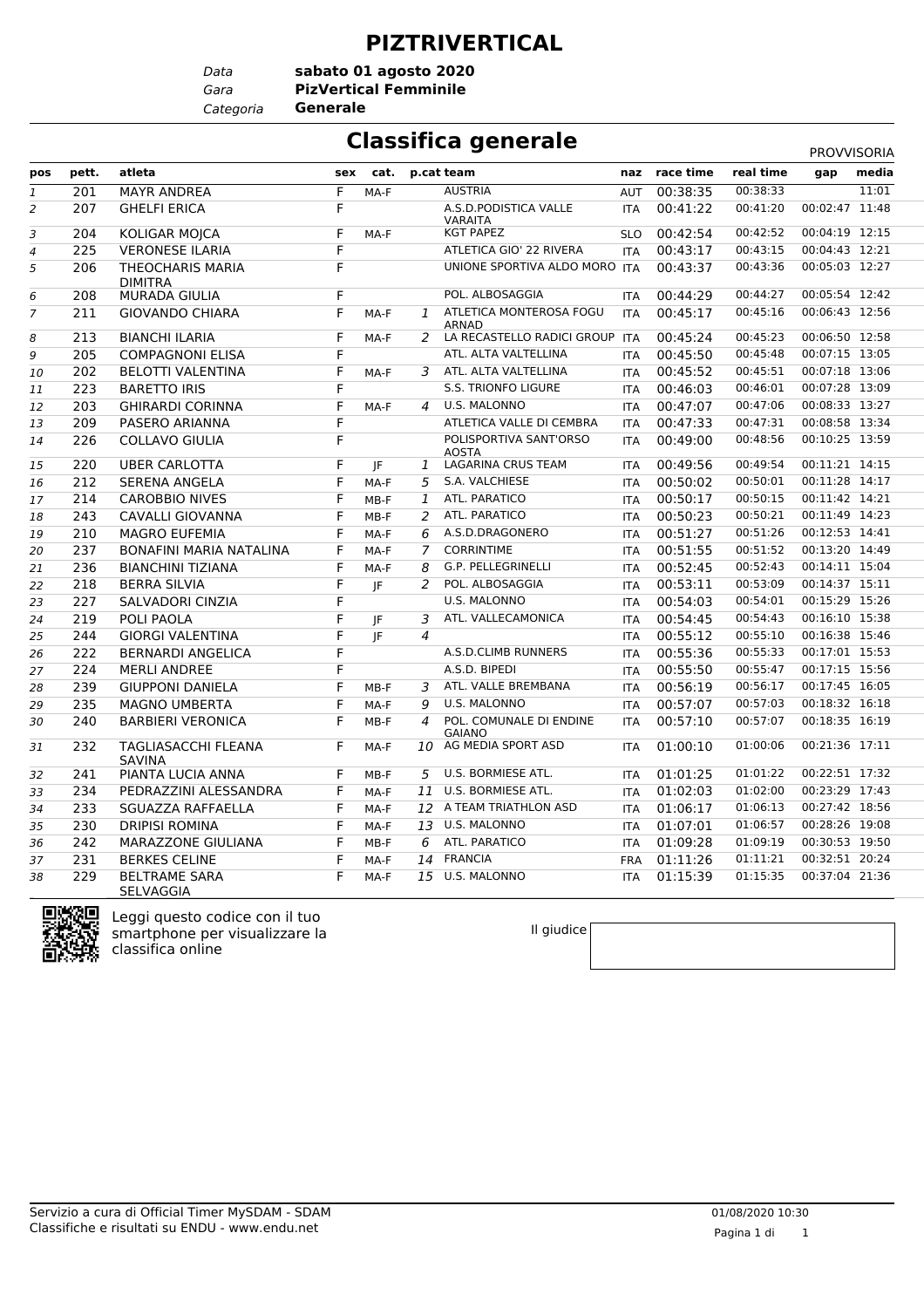# PIZTRIVERTICAL

*Data* **sabato 01 agosto 2020**
*Gara* **PizVertical Femminile**
*Categoria* **Generale**

## Classifica generale

PROVVISORIA

| pos | pett. | atleta | sex | cat. | p.cat | team | naz | race time | real time | gap | media |
|---|---|---|---|---|---|---|---|---|---|---|---|
| *1* | 201 | MAYR ANDREA | F | MA-F | | AUSTRIA | AUT | 00:38:35 | 00:38:33 | | 11:01 |
| *2* | 207 | GHELFI ERICA | F | | | A.S.D.PODISTICA VALLE VARAITA | ITA | 00:41:22 | 00:41:20 | 00:02:47 | 11:48 |
| *3* | 204 | KOLIGAR MOJCA | F | MA-F | | KGT PAPEZ | SLO | 00:42:54 | 00:42:52 | 00:04:19 | 12:15 |
| *4* | 225 | VERONESE ILARIA | F | | | ATLETICA GIO' 22 RIVERA | ITA | 00:43:17 | 00:43:15 | 00:04:43 | 12:21 |
| *5* | 206 | THEOCHARIS MARIA DIMITRA | F | | | UNIONE SPORTIVA ALDO MORO | ITA | 00:43:37 | 00:43:36 | 00:05:03 | 12:27 |
| *6* | 208 | MURADA GIULIA | F | | | POL. ALBOSAGGIA | ITA | 00:44:29 | 00:44:27 | 00:05:54 | 12:42 |
| *7* | 211 | GIOVANDO CHIARA | F | MA-F | *1* | ATLETICA MONTEROSA FOGU ARNAD | ITA | 00:45:17 | 00:45:16 | 00:06:43 | 12:56 |
| *8* | 213 | BIANCHI ILARIA | F | MA-F | *2* | LA RECASTELLO RADICI GROUP | ITA | 00:45:24 | 00:45:23 | 00:06:50 | 12:58 |
| *9* | 205 | COMPAGNONI ELISA | F | | | ATL. ALTA VALTELLINA | ITA | 00:45:50 | 00:45:48 | 00:07:15 | 13:05 |
| *10* | 202 | BELOTTI VALENTINA | F | MA-F | *3* | ATL. ALTA VALTELLINA | ITA | 00:45:52 | 00:45:51 | 00:07:18 | 13:06 |
| *11* | 223 | BARETTO IRIS | F | | | S.S. TRIONFO LIGURE | ITA | 00:46:03 | 00:46:01 | 00:07:28 | 13:09 |
| *12* | 203 | GHIRARDI CORINNA | F | MA-F | *4* | U.S. MALONNO | ITA | 00:47:07 | 00:47:06 | 00:08:33 | 13:27 |
| *13* | 209 | PASERO ARIANNA | F | | | ATLETICA VALLE DI CEMBRA | ITA | 00:47:33 | 00:47:31 | 00:08:58 | 13:34 |
| *14* | 226 | COLLAVO GIULIA | F | | | POLISPORTIVA SANT'ORSO AOSTA | ITA | 00:49:00 | 00:48:56 | 00:10:25 | 13:59 |
| *15* | 220 | UBER CARLOTTA | F | JF | *1* | LAGARINA CRUS TEAM | ITA | 00:49:56 | 00:49:54 | 00:11:21 | 14:15 |
| *16* | 212 | SERENA ANGELA | F | MA-F | *5* | S.A. VALCHIESE | ITA | 00:50:02 | 00:50:01 | 00:11:28 | 14:17 |
| *17* | 214 | CAROBBIO NIVES | F | MB-F | *1* | ATL. PARATICO | ITA | 00:50:17 | 00:50:15 | 00:11:42 | 14:21 |
| *18* | 243 | CAVALLI GIOVANNA | F | MB-F | *2* | ATL. PARATICO | ITA | 00:50:23 | 00:50:21 | 00:11:49 | 14:23 |
| *19* | 210 | MAGRO EUFEMIA | F | MA-F | *6* | A.S.D.DRAGONERO | ITA | 00:51:27 | 00:51:26 | 00:12:53 | 14:41 |
| *20* | 237 | BONAFINI MARIA NATALINA | F | MA-F | *7* | CORRINTIME | ITA | 00:51:55 | 00:51:52 | 00:13:20 | 14:49 |
| *21* | 236 | BIANCHINI TIZIANA | F | MA-F | *8* | G.P. PELLEGRINELLI | ITA | 00:52:45 | 00:52:43 | 00:14:11 | 15:04 |
| *22* | 218 | BERRA SILVIA | F | JF | *2* | POL. ALBOSAGGIA | ITA | 00:53:11 | 00:53:09 | 00:14:37 | 15:11 |
| *23* | 227 | SALVADORI CINZIA | F | | | U.S. MALONNO | ITA | 00:54:03 | 00:54:01 | 00:15:29 | 15:26 |
| *24* | 219 | POLI PAOLA | F | JF | *3* | ATL. VALLECAMONICA | ITA | 00:54:45 | 00:54:43 | 00:16:10 | 15:38 |
| *25* | 244 | GIORGI VALENTINA | F | JF | *4* | | ITA | 00:55:12 | 00:55:10 | 00:16:38 | 15:46 |
| *26* | 222 | BERNARDI ANGELICA | F | | | A.S.D.CLIMB RUNNERS | ITA | 00:55:36 | 00:55:33 | 00:17:01 | 15:53 |
| *27* | 224 | MERLI ANDREE | F | | | A.S.D. BIPEDI | ITA | 00:55:50 | 00:55:47 | 00:17:15 | 15:56 |
| *28* | 239 | GIUPPONI DANIELA | F | MB-F | *3* | ATL. VALLE BREMBANA | ITA | 00:56:19 | 00:56:17 | 00:17:45 | 16:05 |
| *29* | 235 | MAGNO UMBERTA | F | MA-F | *9* | U.S. MALONNO | ITA | 00:57:07 | 00:57:03 | 00:18:32 | 16:18 |
| *30* | 240 | BARBIERI VERONICA | F | MB-F | *4* | POL. COMUNALE DI ENDINE GAIANO | ITA | 00:57:10 | 00:57:07 | 00:18:35 | 16:19 |
| *31* | 232 | TAGLIASACCHI FLEANA SAVINA | F | MA-F | *10* | AG MEDIA SPORT ASD | ITA | 01:00:10 | 01:00:06 | 00:21:36 | 17:11 |
| *32* | 241 | PIANTA LUCIA ANNA | F | MB-F | *5* | U.S. BORMIESE ATL. | ITA | 01:01:25 | 01:01:22 | 00:22:51 | 17:32 |
| *33* | 234 | PEDRAZZINI ALESSANDRA | F | MA-F | *11* | U.S. BORMIESE ATL. | ITA | 01:02:03 | 01:02:00 | 00:23:29 | 17:43 |
| *34* | 233 | SGUAZZA RAFFAELLA | F | MA-F | *12* | A TEAM TRIATHLON ASD | ITA | 01:06:17 | 01:06:13 | 00:27:42 | 18:56 |
| *35* | 230 | DRIPISI ROMINA | F | MA-F | *13* | U.S. MALONNO | ITA | 01:07:01 | 01:06:57 | 00:28:26 | 19:08 |
| *36* | 242 | MARAZZONE GIULIANA | F | MB-F | *6* | ATL. PARATICO | ITA | 01:09:28 | 01:09:19 | 00:30:53 | 19:50 |
| *37* | 231 | BERKES CELINE | F | MA-F | *14* | FRANCIA | FRA | 01:11:26 | 01:11:21 | 00:32:51 | 20:24 |
| *38* | 229 | BELTRAME SARA SELVAGGIA | F | MA-F | *15* | U.S. MALONNO | ITA | 01:15:39 | 01:15:35 | 00:37:04 | 21:36 |

Leggi questo codice con il tuo smartphone per visualizzare la classifica online

Il giudice

Servizio a cura di Official Timer MySDAM - SDAM
Classifiche e risultati su ENDU - www.endu.net

01/08/2020 10:30